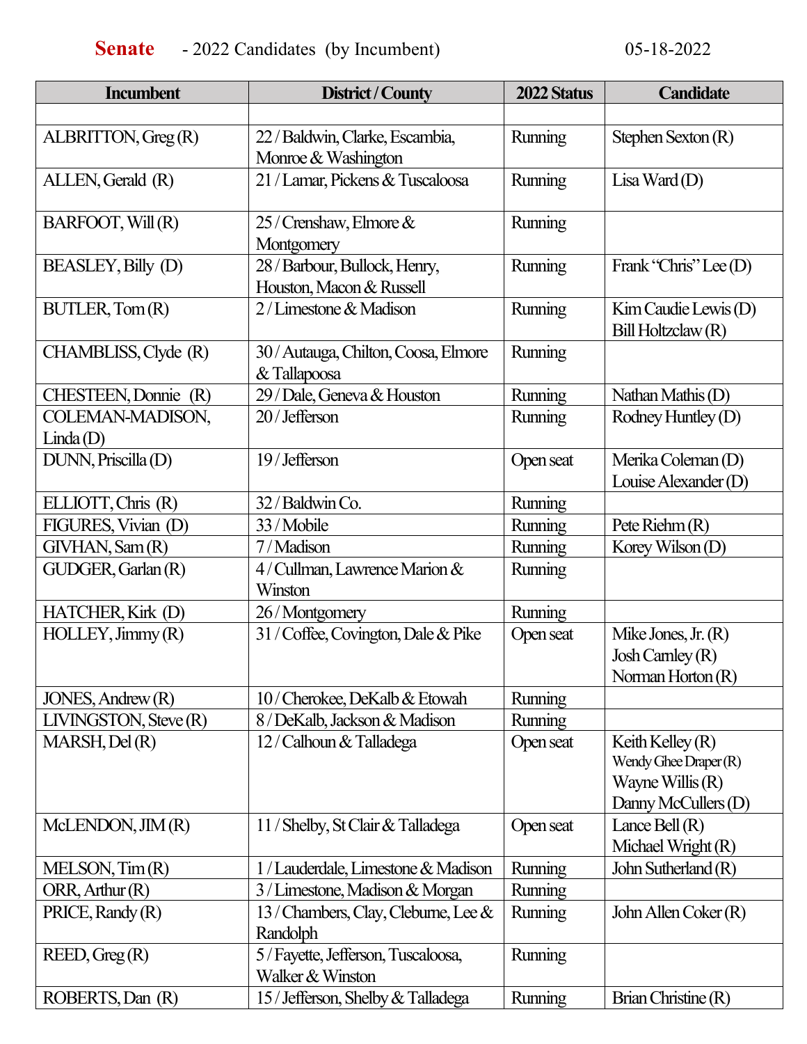# **Senate** - 2022 Candidates (by Incumbent) 05-18-2022

| Incumbent | District / County | 2022 Status | Candidate |
|---|---|---|---|
| | | | |
| ALBRITTON, Greg (R) | 22 / Baldwin, Clarke, Escambia, Monroe & Washington | Running | Stephen Sexton (R) |
| ALLEN, Gerald (R) | 21 / Lamar, Pickens & Tuscaloosa | Running | Lisa Ward (D) |
| BARFOOT, Will (R) | 25 / Crenshaw, Elmore & Montgomery | Running | |
| BEASLEY, Billy (D) | 28 / Barbour, Bullock, Henry, Houston, Macon & Russell | Running | Frank "Chris" Lee (D) |
| BUTLER, Tom (R) | 2 / Limestone & Madison | Running | Kim Caudie Lewis (D)<br>Bill Holtzclaw (R) |
| CHAMBLISS, Clyde (R) | 30 / Autauga, Chilton, Coosa, Elmore & Tallapoosa | Running | |
| CHESTEEN, Donnie (R) | 29 / Dale, Geneva & Houston | Running | Nathan Mathis (D) |
| COLEMAN-MADISON, Linda (D) | 20 / Jefferson | Running | Rodney Huntley (D) |
| DUNN, Priscilla (D) | 19 / Jefferson | Open seat | Merika Coleman (D)<br>Louise Alexander (D) |
| ELLIOTT, Chris (R) | 32 / Baldwin Co. | Running | |
| FIGURES, Vivian (D) | 33 / Mobile | Running | Pete Riehm (R) |
| GIVHAN, Sam (R) | 7 / Madison | Running | Korey Wilson (D) |
| GUDGER, Garlan (R) | 4 / Cullman, Lawrence Marion & Winston | Running | |
| HATCHER, Kirk (D) | 26 / Montgomery | Running | |
| HOLLEY, Jimmy (R) | 31 / Coffee, Covington, Dale & Pike | Open seat | Mike Jones, Jr. (R)<br>Josh Carnley (R)<br>Norman Horton (R) |
| JONES, Andrew (R) | 10 / Cherokee, DeKalb & Etowah | Running | |
| LIVINGSTON, Steve (R) | 8 / DeKalb, Jackson & Madison | Running | |
| MARSH, Del (R) | 12 / Calhoun & Talladega | Open seat | Keith Kelley (R)<br>Wendy Ghee Draper (R)<br>Wayne Willis (R)<br>Danny McCullers (D) |
| McLENDON, JIM (R) | 11 / Shelby, St Clair & Talladega | Open seat | Lance Bell (R)<br>Michael Wright (R) |
| MELSON, Tim (R) | 1 / Lauderdale, Limestone & Madison | Running | John Sutherland (R) |
| ORR, Arthur (R) | 3 / Limestone, Madison & Morgan | Running | |
| PRICE, Randy (R) | 13 / Chambers, Clay, Cleburne, Lee & Randolph | Running | John Allen Coker (R) |
| REED, Greg (R) | 5 / Fayette, Jefferson, Tuscaloosa, Walker & Winston | Running | |
| ROBERTS, Dan (R) | 15 / Jefferson, Shelby & Talladega | Running | Brian Christine (R) |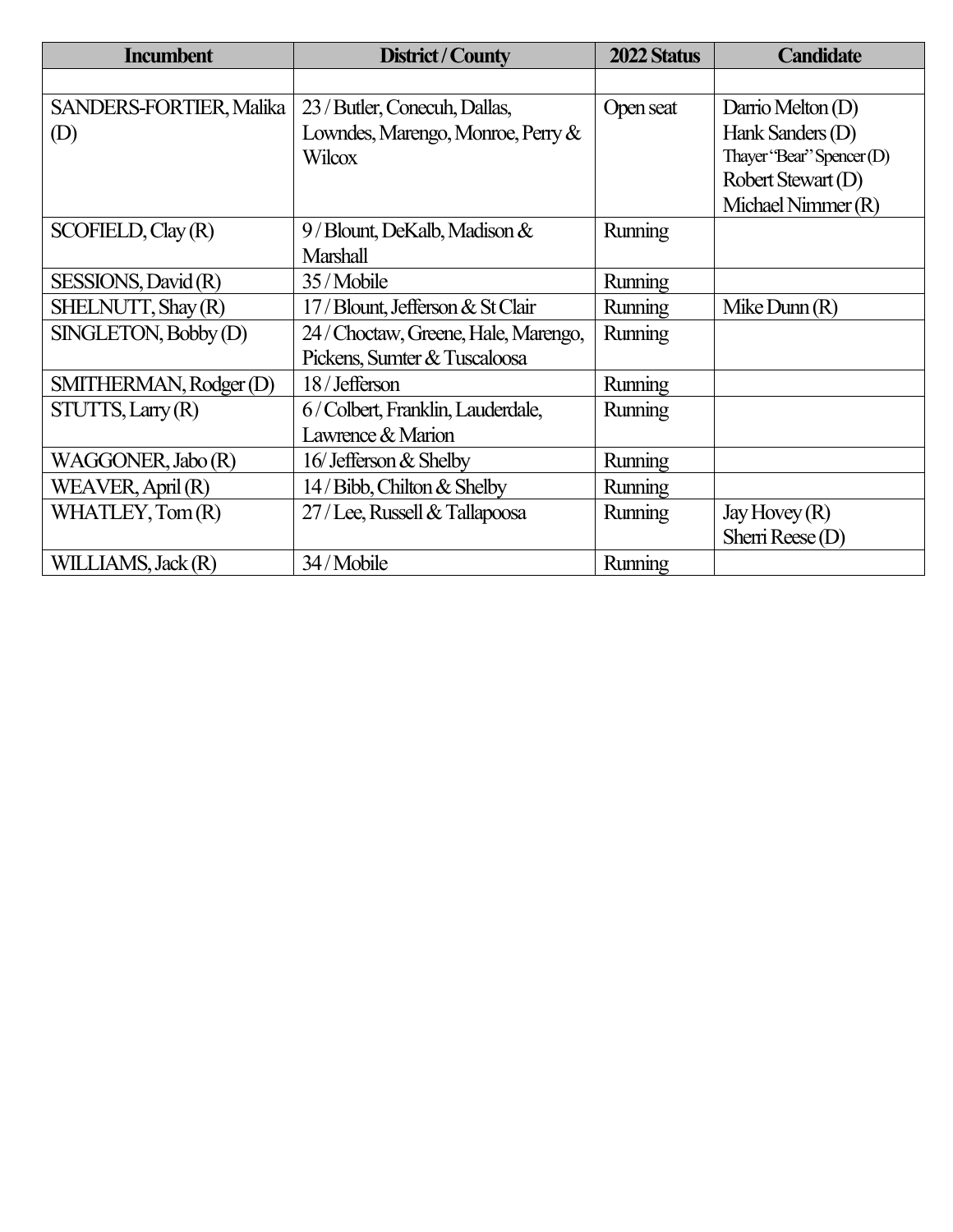| Incumbent | District / County | 2022 Status | Candidate |
|---|---|---|---|
| | | | |
| SANDERS-FORTIER, Malika (D) | 23 / Butler, Conecuh, Dallas, Lowndes, Marengo, Monroe, Perry & Wilcox | Open seat | Darrio Melton (D)<br>Hank Sanders (D)<br>Thayer "Bear" Spencer (D)<br>Robert Stewart (D)<br>Michael Nimmer (R) |
| SCOFIELD, Clay (R) | 9 / Blount, DeKalb, Madison & Marshall | Running | |
| SESSIONS, David (R) | 35 / Mobile | Running | |
| SHELNUTT, Shay (R) | 17 / Blount, Jefferson & St Clair | Running | Mike Dunn (R) |
| SINGLETON, Bobby (D) | 24 / Choctaw, Greene, Hale, Marengo, Pickens, Sumter & Tuscaloosa | Running | |
| SMITHERMAN, Rodger (D) | 18 / Jefferson | Running | |
| STUTTS, Larry (R) | 6 / Colbert, Franklin, Lauderdale, Lawrence & Marion | Running | |
| WAGGONER, Jabo (R) | 16/ Jefferson & Shelby | Running | |
| WEAVER, April (R) | 14 / Bibb, Chilton & Shelby | Running | |
| WHATLEY, Tom (R) | 27 / Lee, Russell & Tallapoosa | Running | Jay Hovey (R)<br>Sherri Reese (D) |
| WILLIAMS, Jack (R) | 34 / Mobile | Running | |